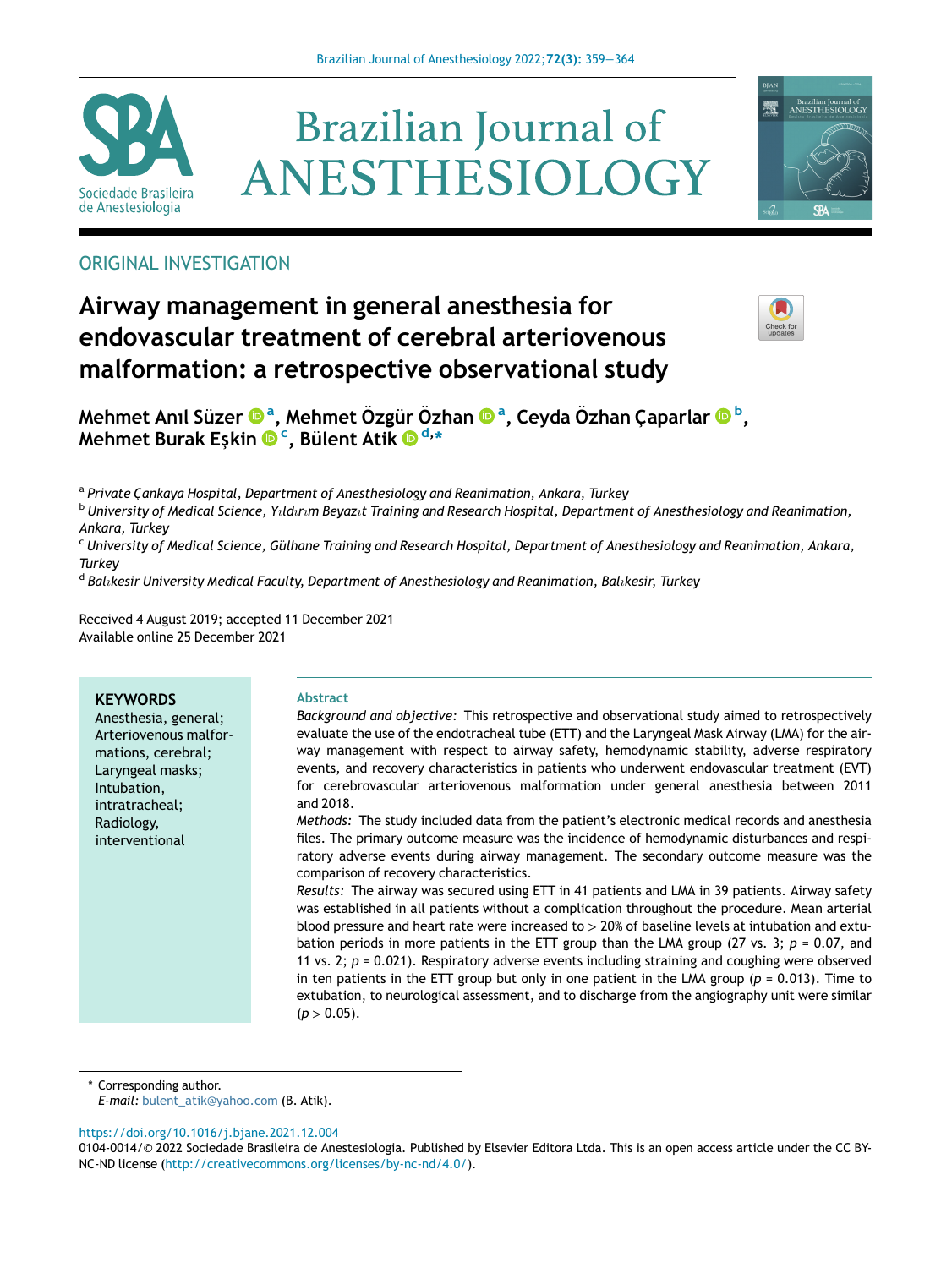ORIGINAL INVESTIGATION

# Airway management in general anesthesia for endovascular treatment of cerebral arteriovenous malformation: a retrospective observational study

**Mehmet Anıl Süzer [a], Mehmet Özgür Özhan [a], Ceyda Özhan Çaparlar [b], Mehmet Burak Eşkin [c], Bülent Atik [d,*]**

[a] *Private Çankaya Hospital, Department of Anesthesiology and Reanimation, Ankara, Turkey*
[b] *University of Medical Science, Yıldırım Beyazıt Training and Research Hospital, Department of Anesthesiology and Reanimation, Ankara, Turkey*
[c] *University of Medical Science, Gülhane Training and Research Hospital, Department of Anesthesiology and Reanimation, Ankara, Turkey*
[d] *Balıkesir University Medical Faculty, Department of Anesthesiology and Reanimation, Balıkesir, Turkey*

Received 4 August 2019; accepted 11 December 2021
Available online 25 December 2021

**KEYWORDS**
Anesthesia, general;
Arteriovenous malformations, cerebral;
Laryngeal masks;
Intubation, intratracheal;
Radiology, interventional

## Abstract

*Background and objective:* This retrospective and observational study aimed to retrospectively evaluate the use of the endotracheal tube (ETT) and the Laryngeal Mask Airway (LMA) for the airway management with respect to airway safety, hemodynamic stability, adverse respiratory events, and recovery characteristics in patients who underwent endovascular treatment (EVT) for cerebrovascular arteriovenous malformation under general anesthesia between 2011 and 2018.

*Methods:* The study included data from the patient's electronic medical records and anesthesia files. The primary outcome measure was the incidence of hemodynamic disturbances and respiratory adverse events during airway management. The secondary outcome measure was the comparison of recovery characteristics.

*Results:* The airway was secured using ETT in 41 patients and LMA in 39 patients. Airway safety was established in all patients without a complication throughout the procedure. Mean arterial blood pressure and heart rate were increased to > 20% of baseline levels at intubation and extubation periods in more patients in the ETT group than the LMA group (27 vs. 3; $p$ = 0.07, and 11 vs. 2; $p$ = 0.021). Respiratory adverse events including straining and coughing were observed in ten patients in the ETT group but only in one patient in the LMA group ($p$ = 0.013). Time to extubation, to neurological assessment, and to discharge from the angiography unit were similar ($p > 0.05$).

* Corresponding author.
*E-mail:* bulent_atik@yahoo.com (B. Atik).

https://doi.org/10.1016/j.bjane.2021.12.004
0104-0014/© 2022 Sociedade Brasileira de Anestesiologia. Published by Elsevier Editora Ltda. This is an open access article under the CC BY-NC-ND license (http://creativecommons.org/licenses/by-nc-nd/4.0/).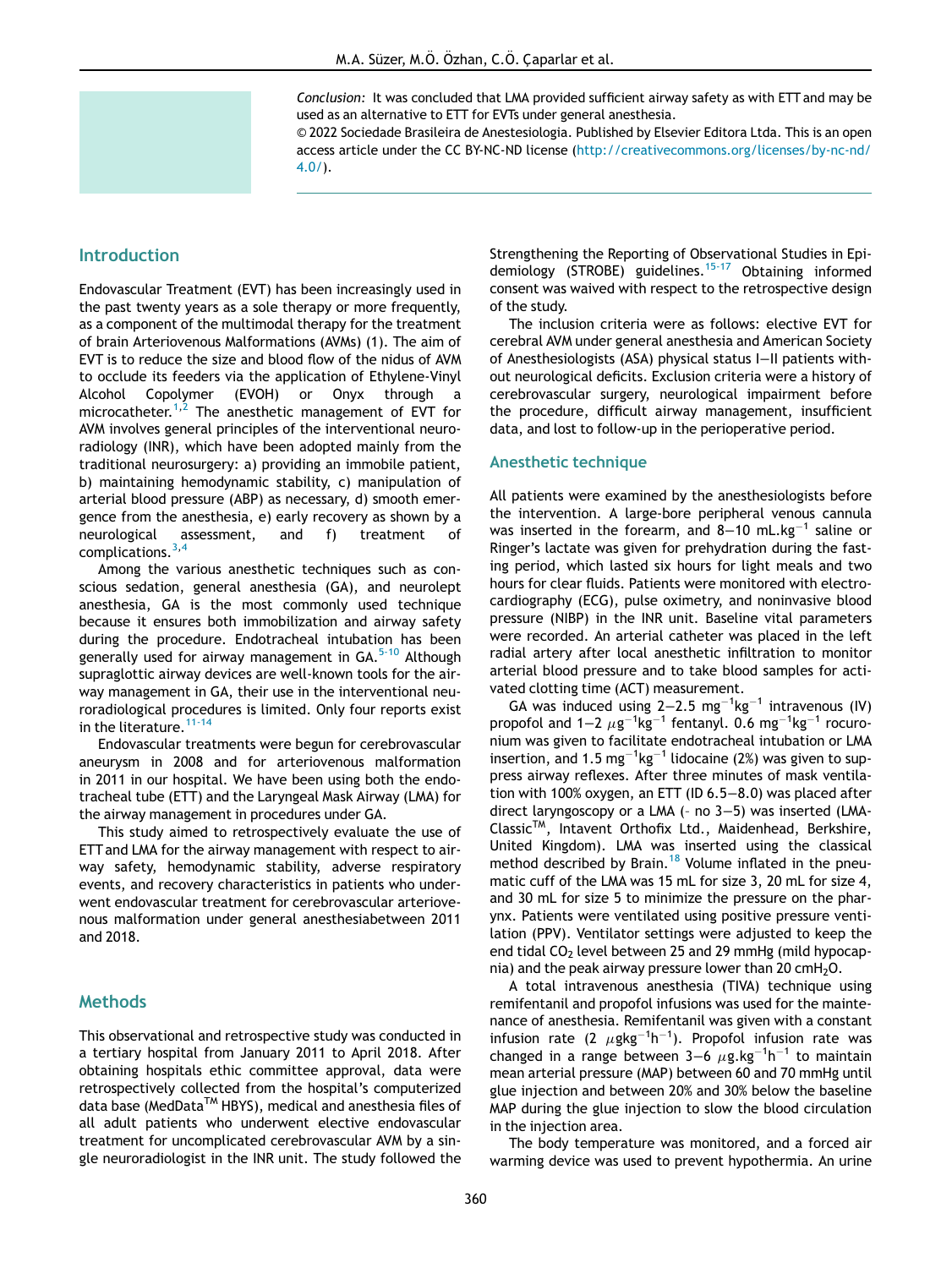*Conclusion:* It was concluded that LMA provided sufficient airway safety as with ETT and may be used as an alternative to ETT for EVTs under general anesthesia.

© 2022 Sociedade Brasileira de Anestesiologia. Published by Elsevier Editora Ltda. This is an open access article under the CC BY-NC-ND license (http://creativecommons.org/licenses/by-nc-nd/4.0/).

## Introduction

Endovascular Treatment (EVT) has been increasingly used in the past twenty years as a sole therapy or more frequently, as a component of the multimodal therapy for the treatment of brain Arteriovenous Malformations (AVMs) (1). The aim of EVT is to reduce the size and blood flow of the nidus of AVM to occlude its feeders via the application of Ethylene-Vinyl Alcohol Copolymer (EVOH) or Onyx through a microcatheter.[1,2] The anesthetic management of EVT for AVM involves general principles of the interventional neuroradiology (INR), which have been adopted mainly from the traditional neurosurgery: a) providing an immobile patient, b) maintaining hemodynamic stability, c) manipulation of arterial blood pressure (ABP) as necessary, d) smooth emergence from the anesthesia, e) early recovery as shown by a neurological assessment, and f) treatment of complications.[3,4]

Among the various anesthetic techniques such as conscious sedation, general anesthesia (GA), and neurolept anesthesia, GA is the most commonly used technique because it ensures both immobilization and airway safety during the procedure. Endotracheal intubation has been generally used for airway management in GA.[5-10] Although supraglottic airway devices are well-known tools for the airway management in GA, their use in the interventional neuroradiological procedures is limited. Only four reports exist in the literature.[11-14]

Endovascular treatments were begun for cerebrovascular aneurysm in 2008 and for arteriovenous malformation in 2011 in our hospital. We have been using both the endotracheal tube (ETT) and the Laryngeal Mask Airway (LMA) for the airway management in procedures under GA.

This study aimed to retrospectively evaluate the use of ETT and LMA for the airway management with respect to airway safety, hemodynamic stability, adverse respiratory events, and recovery characteristics in patients who underwent endovascular treatment for cerebrovascular arteriovenous malformation under general anesthesiabetween 2011 and 2018.

## Methods

This observational and retrospective study was conducted in a tertiary hospital from January 2011 to April 2018. After obtaining hospitals ethic committee approval, data were retrospectively collected from the hospital's computerized data base (MedData™ HBYS), medical and anesthesia files of all adult patients who underwent elective endovascular treatment for uncomplicated cerebrovascular AVM by a single neuroradiologist in the INR unit. The study followed the Strengthening the Reporting of Observational Studies in Epidemiology (STROBE) guidelines.[15-17] Obtaining informed consent was waived with respect to the retrospective design of the study.

The inclusion criteria were as follows: elective EVT for cerebral AVM under general anesthesia and American Society of Anesthesiologists (ASA) physical status I–II patients without neurological deficits. Exclusion criteria were a history of cerebrovascular surgery, neurological impairment before the procedure, difficult airway management, insufficient data, and lost to follow-up in the perioperative period.

### Anesthetic technique

All patients were examined by the anesthesiologists before the intervention. A large-bore peripheral venous cannula was inserted in the forearm, and 8–10 $mL.kg^{-1}$ saline or Ringer's lactate was given for prehydration during the fasting period, which lasted six hours for light meals and two hours for clear fluids. Patients were monitored with electrocardiography (ECG), pulse oximetry, and noninvasive blood pressure (NIBP) in the INR unit. Baseline vital parameters were recorded. An arterial catheter was placed in the left radial artery after local anesthetic infiltration to monitor arterial blood pressure and to take blood samples for activated clotting time (ACT) measurement.

GA was induced using 2–2.5 $mg^{-1}kg^{-1}$ intravenous (IV) propofol and 1–2 $\mu g^{-1}kg^{-1}$ fentanyl. 0.6 $mg^{-1}kg^{-1}$ rocuronium was given to facilitate endotracheal intubation or LMA insertion, and 1.5 $mg^{-1}kg^{-1}$ lidocaine (2%) was given to suppress airway reflexes. After three minutes of mask ventilation with 100% oxygen, an ETT (ID 6.5–8.0) was placed after direct laryngoscopy or a LMA (- no 3–5) was inserted (LMA-Classic™, Intavent Orthofix Ltd., Maidenhead, Berkshire, United Kingdom). LMA was inserted using the classical method described by Brain.[18] Volume inflated in the pneumatic cuff of the LMA was 15 mL for size 3, 20 mL for size 4, and 30 mL for size 5 to minimize the pressure on the pharynx. Patients were ventilated using positive pressure ventilation (PPV). Ventilator settings were adjusted to keep the end tidal $CO_2$ level between 25 and 29 mmHg (mild hypocapnia) and the peak airway pressure lower than 20 $cmH_2O$.

A total intravenous anesthesia (TIVA) technique using remifentanil and propofol infusions was used for the maintenance of anesthesia. Remifentanil was given with a constant infusion rate (2 $\mu gkg^{-1}h^{-1}$). Propofol infusion rate was changed in a range between 3–6 $\mu g.kg^{-1}h^{-1}$ to maintain mean arterial pressure (MAP) between 60 and 70 mmHg until glue injection and between 20% and 30% below the baseline MAP during the glue injection to slow the blood circulation in the injection area.

The body temperature was monitored, and a forced air warming device was used to prevent hypothermia. An urine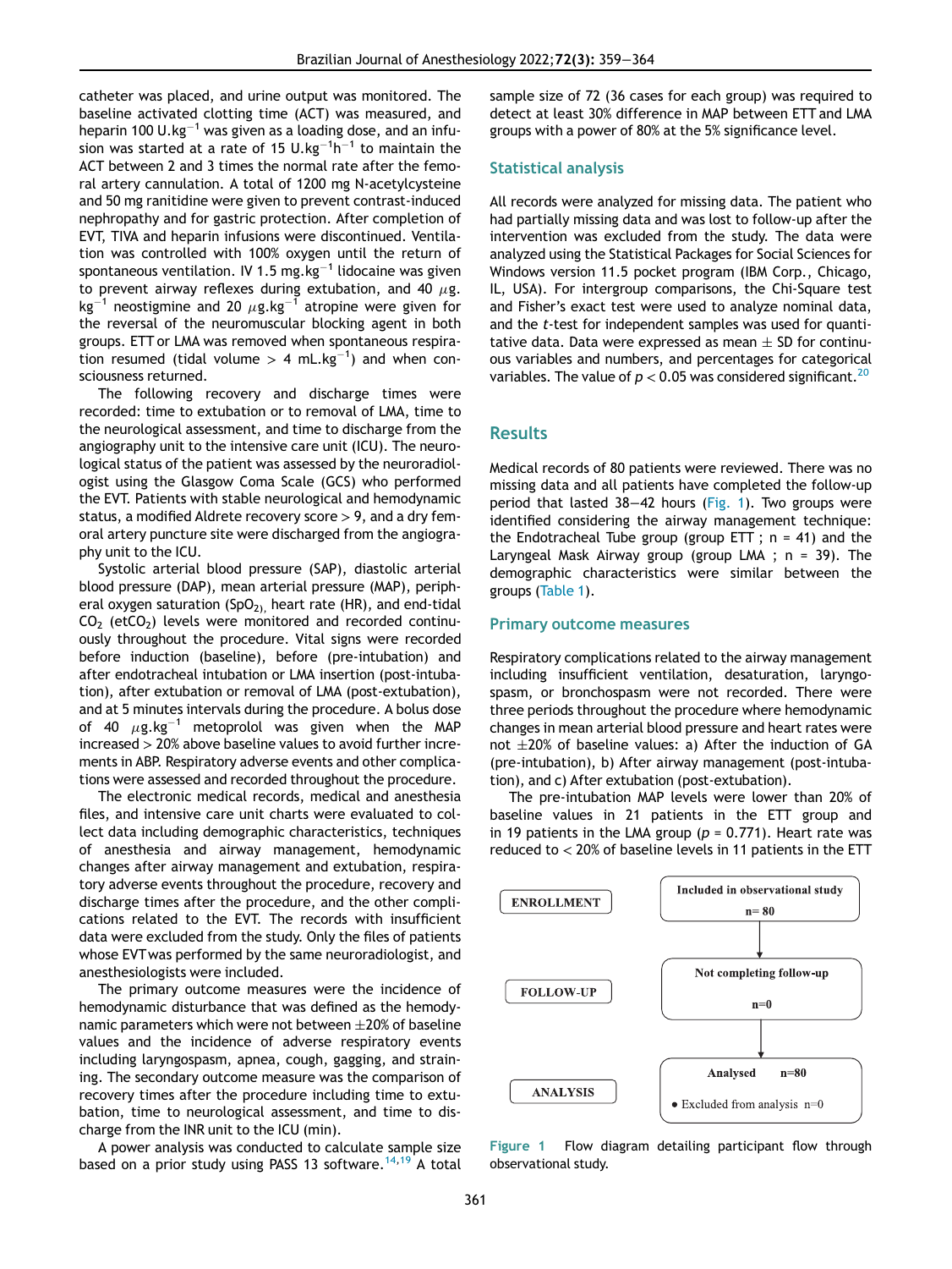catheter was placed, and urine output was monitored. The baseline activated clotting time (ACT) was measured, and heparin 100 U.$kg^{-1}$ was given as a loading dose, and an infusion was started at a rate of 15 U.$kg^{-1}h^{-1}$ to maintain the ACT between 2 and 3 times the normal rate after the femoral artery cannulation. A total of 1200 mg N-acetylcysteine and 50 mg ranitidine were given to prevent contrast-induced nephropathy and for gastric protection. After completion of EVT, TIVA and heparin infusions were discontinued. Ventilation was controlled with 100% oxygen until the return of spontaneous ventilation. IV 1.5 mg.$kg^{-1}$ lidocaine was given to prevent airway reflexes during extubation, and 40 $\mu$g.$kg^{-1}$ neostigmine and 20 $\mu$g.$kg^{-1}$ atropine were given for the reversal of the neuromuscular blocking agent in both groups. ETT or LMA was removed when spontaneous respiration resumed (tidal volume > 4 mL.$kg^{-1}$) and when consciousness returned.

The following recovery and discharge times were recorded: time to extubation or to removal of LMA, time to the neurological assessment, and time to discharge from the angiography unit to the intensive care unit (ICU). The neurological status of the patient was assessed by the neuroradiologist using the Glasgow Coma Scale (GCS) who performed the EVT. Patients with stable neurological and hemodynamic status, a modified Aldrete recovery score > 9, and a dry femoral artery puncture site were discharged from the angiography unit to the ICU.

Systolic arterial blood pressure (SAP), diastolic arterial blood pressure (DAP), mean arterial pressure (MAP), peripheral oxygen saturation ($SpO_2$), heart rate (HR), and end-tidal $CO_2$ ($etCO_2$) levels were monitored and recorded continuously throughout the procedure. Vital signs were recorded before induction (baseline), before (pre-intubation) and after endotracheal intubation or LMA insertion (post-intubation), after extubation or removal of LMA (post-extubation), and at 5 minutes intervals during the procedure. A bolus dose of 40 $\mu$g.$kg^{-1}$ metoprolol was given when the MAP increased > 20% above baseline values to avoid further increments in ABP. Respiratory adverse events and other complications were assessed and recorded throughout the procedure.

The electronic medical records, medical and anesthesia files, and intensive care unit charts were evaluated to collect data including demographic characteristics, techniques of anesthesia and airway management, hemodynamic changes after airway management and extubation, respiratory adverse events throughout the procedure, recovery and discharge times after the procedure, and the other complications related to the EVT. The records with insufficient data were excluded from the study. Only the files of patients whose EVT was performed by the same neuroradiologist, and anesthesiologists were included.

The primary outcome measures were the incidence of hemodynamic disturbance that was defined as the hemodynamic parameters which were not between ±20% of baseline values and the incidence of adverse respiratory events including laryngospasm, apnea, cough, gagging, and straining. The secondary outcome measure was the comparison of recovery times after the procedure including time to extubation, time to neurological assessment, and time to discharge from the INR unit to the ICU (min).

A power analysis was conducted to calculate sample size based on a prior study using PASS 13 software.[14,19] A total sample size of 72 (36 cases for each group) was required to detect at least 30% difference in MAP between ETT and LMA groups with a power of 80% at the 5% significance level.

## Statistical analysis

All records were analyzed for missing data. The patient who had partially missing data and was lost to follow-up after the intervention was excluded from the study. The data were analyzed using the Statistical Packages for Social Sciences for Windows version 11.5 pocket program (IBM Corp., Chicago, IL, USA). For intergroup comparisons, the Chi-Square test and Fisher's exact test were used to analyze nominal data, and the *t*-test for independent samples was used for quantitative data. Data were expressed as mean ± SD for continuous variables and numbers, and percentages for categorical variables. The value of $p < 0.05$ was considered significant.[20]

# Results

Medical records of 80 patients were reviewed. There was no missing data and all patients have completed the follow-up period that lasted 38–42 hours (Fig. 1). Two groups were identified considering the airway management technique: the Endotracheal Tube group (group ETT ; n = 41) and the Laryngeal Mask Airway group (group LMA ; n = 39). The demographic characteristics were similar between the groups (Table 1).

## Primary outcome measures

Respiratory complications related to the airway management including insufficient ventilation, desaturation, laryngospasm, or bronchospasm were not recorded. There were three periods throughout the procedure where hemodynamic changes in mean arterial blood pressure and heart rates were not ±20% of baseline values: a) After the induction of GA (pre-intubation), b) After airway management (post-intubation), and c) After extubation (post-extubation).

The pre-intubation MAP levels were lower than 20% of baseline values in 21 patients in the ETT group and in 19 patients in the LMA group ($p$ = 0.771). Heart rate was reduced to < 20% of baseline levels in 11 patients in the ETT

ENROLLMENT — Included in observational study n= 80

FOLLOW-UP — Not completing follow-up n=0

ANALYSIS — Analysed n=80
• Excluded from analysis n=0

Figure 1 Flow diagram detailing participant flow through observational study.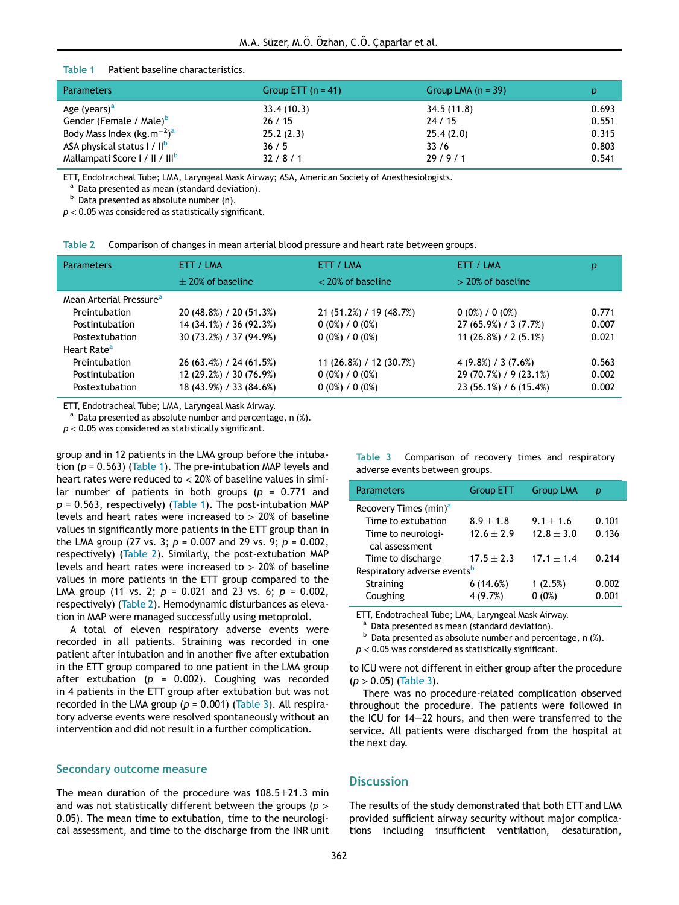Table 1 Patient baseline characteristics.

| Parameters | Group ETT (n = 41) | Group LMA (n = 39) | $p$ |
|---|---|---|---|
| Age (years)[a] | 33.4 (10.3) | 34.5 (11.8) | 0.693 |
| Gender (Female / Male)[b] | 26 / 15 | 24 / 15 | 0.551 |
| Body Mass Index (kg.m$^{-2}$)[a] | 25.2 (2.3) | 25.4 (2.0) | 0.315 |
| ASA physical status I / II[b] | 36 / 5 | 33 /6 | 0.803 |
| Mallampati Score I / II / III[b] | 32 / 8 / 1 | 29 / 9 / 1 | 0.541 |

ETT, Endotracheal Tube; LMA, Laryngeal Mask Airway; ASA, American Society of Anesthesiologists.
[a] Data presented as mean (standard deviation).
[b] Data presented as absolute number (n).
$p < 0.05$ was considered as statistically significant.

Table 2 Comparison of changes in mean arterial blood pressure and heart rate between groups.

| Parameters | ETT / LMA ± 20% of baseline | ETT / LMA < 20% of baseline | ETT / LMA > 20% of baseline | $p$ |
|---|---|---|---|---|
| Mean Arterial Pressure[a] | | | | |
| Preintubation | 20 (48.8%) / 20 (51.3%) | 21 (51.2%) / 19 (48.7%) | 0 (0%) / 0 (0%) | 0.771 |
| Postintubation | 14 (34.1%) / 36 (92.3%) | 0 (0%) / 0 (0%) | 27 (65.9%) / 3 (7.7%) | 0.007 |
| Postextubation | 30 (73.2%) / 37 (94.9%) | 0 (0%) / 0 (0%) | 11 (26.8%) / 2 (5.1%) | 0.021 |
| Heart Rate[a] | | | | |
| Preintubation | 26 (63.4%) / 24 (61.5%) | 11 (26.8%) / 12 (30.7%) | 4 (9.8%) / 3 (7.6%) | 0.563 |
| Postintubation | 12 (29.2%) / 30 (76.9%) | 0 (0%) / 0 (0%) | 29 (70.7%) / 9 (23.1%) | 0.002 |
| Postextubation | 18 (43.9%) / 33 (84.6%) | 0 (0%) / 0 (0%) | 23 (56.1%) / 6 (15.4%) | 0.002 |

ETT, Endotracheal Tube; LMA, Laryngeal Mask Airway.
[a] Data presented as absolute number and percentage, n (%).
$p < 0.05$ was considered as statistically significant.

group and in 12 patients in the LMA group before the intubation ($p$ = 0.563) (Table 1). The pre-intubation MAP levels and heart rates were reduced to < 20% of baseline values in similar number of patients in both groups ($p$ = 0.771 and $p$ = 0.563, respectively) (Table 1). The post-intubation MAP levels and heart rates were increased to > 20% of baseline values in significantly more patients in the ETT group than in the LMA group (27 vs. 3; $p$ = 0.007 and 29 vs. 9; $p$ = 0.002, respectively) (Table 2). Similarly, the post-extubation MAP levels and heart rates were increased to > 20% of baseline values in more patients in the ETT group compared to the LMA group (11 vs. 2; $p$ = 0.021 and 23 vs. 6; $p$ = 0.002, respectively) (Table 2). Hemodynamic disturbances as elevation in MAP were managed successfully using metoprolol.

A total of eleven respiratory adverse events were recorded in all patients. Straining was recorded in one patient after intubation and in another five after extubation in the ETT group compared to one patient in the LMA group after extubation ($p$ = 0.002). Coughing was recorded in 4 patients in the ETT group after extubation but was not recorded in the LMA group ($p$ = 0.001) (Table 3). All respiratory adverse events were resolved spontaneously without an intervention and did not result in a further complication.

Table 3 Comparison of recovery times and respiratory adverse events between groups.

| Parameters | Group ETT | Group LMA | $p$ |
|---|---|---|---|
| Recovery Times (min)[a] | | | |
| Time to extubation | 8.9 ± 1.8 | 9.1 ± 1.6 | 0.101 |
| Time to neurological assessment | 12.6 ± 2.9 | 12.8 ± 3.0 | 0.136 |
| Time to discharge | 17.5 ± 2.3 | 17.1 ± 1.4 | 0.214 |
| Respiratory adverse events[b] | | | |
| Straining | 6 (14.6%) | 1 (2.5%) | 0.002 |
| Coughing | 4 (9.7%) | 0 (0%) | 0.001 |

ETT, Endotracheal Tube; LMA, Laryngeal Mask Airway.
[a] Data presented as mean (standard deviation).
[b] Data presented as absolute number and percentage, n (%).
$p < 0.05$ was considered as statistically significant.

## Secondary outcome measure

The mean duration of the procedure was 108.5±21.3 min and was not statistically different between the groups ($p$ > 0.05). The mean time to extubation, time to the neurological assessment, and time to the discharge from the INR unit to ICU were not different in either group after the procedure ($p$ > 0.05) (Table 3).

There was no procedure-related complication observed throughout the procedure. The patients were followed in the ICU for 14–22 hours, and then were transferred to the service. All patients were discharged from the hospital at the next day.

## Discussion

The results of the study demonstrated that both ETT and LMA provided sufficient airway security without major complications including insufficient ventilation, desaturation,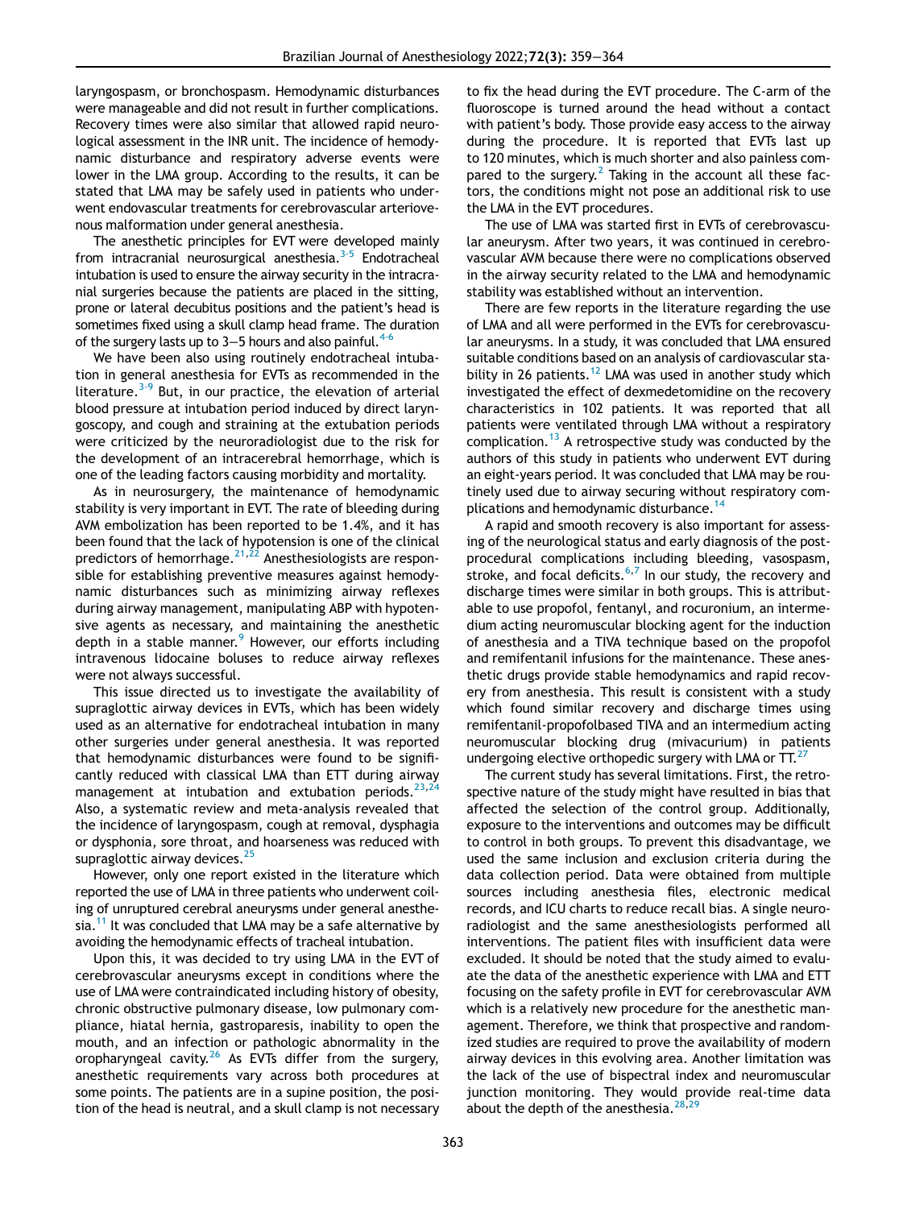laryngospasm, or bronchospasm. Hemodynamic disturbances were manageable and did not result in further complications. Recovery times were also similar that allowed rapid neurological assessment in the INR unit. The incidence of hemodynamic disturbance and respiratory adverse events were lower in the LMA group. According to the results, it can be stated that LMA may be safely used in patients who underwent endovascular treatments for cerebrovascular arteriovenous malformation under general anesthesia.

The anesthetic principles for EVT were developed mainly from intracranial neurosurgical anesthesia.[3-5] Endotracheal intubation is used to ensure the airway security in the intracranial surgeries because the patients are placed in the sitting, prone or lateral decubitus positions and the patient's head is sometimes fixed using a skull clamp head frame. The duration of the surgery lasts up to 3–5 hours and also painful.[4-6]

We have been also using routinely endotracheal intubation in general anesthesia for EVTs as recommended in the literature.[3-9] But, in our practice, the elevation of arterial blood pressure at intubation period induced by direct laryngoscopy, and cough and straining at the extubation periods were criticized by the neuroradiologist due to the risk for the development of an intracerebral hemorrhage, which is one of the leading factors causing morbidity and mortality.

As in neurosurgery, the maintenance of hemodynamic stability is very important in EVT. The rate of bleeding during AVM embolization has been reported to be 1.4%, and it has been found that the lack of hypotension is one of the clinical predictors of hemorrhage.[21,22] Anesthesiologists are responsible for establishing preventive measures against hemodynamic disturbances such as minimizing airway reflexes during airway management, manipulating ABP with hypotensive agents as necessary, and maintaining the anesthetic depth in a stable manner.[9] However, our efforts including intravenous lidocaine boluses to reduce airway reflexes were not always successful.

This issue directed us to investigate the availability of supraglottic airway devices in EVTs, which has been widely used as an alternative for endotracheal intubation in many other surgeries under general anesthesia. It was reported that hemodynamic disturbances were found to be significantly reduced with classical LMA than ETT during airway management at intubation and extubation periods.[23,24] Also, a systematic review and meta-analysis revealed that the incidence of laryngospasm, cough at removal, dysphagia or dysphonia, sore throat, and hoarseness was reduced with supraglottic airway devices.[25]

However, only one report existed in the literature which reported the use of LMA in three patients who underwent coiling of unruptured cerebral aneurysms under general anesthesia.[11] It was concluded that LMA may be a safe alternative by avoiding the hemodynamic effects of tracheal intubation.

Upon this, it was decided to try using LMA in the EVT of cerebrovascular aneurysms except in conditions where the use of LMA were contraindicated including history of obesity, chronic obstructive pulmonary disease, low pulmonary compliance, hiatal hernia, gastroparesis, inability to open the mouth, and an infection or pathologic abnormality in the oropharyngeal cavity.[26] As EVTs differ from the surgery, anesthetic requirements vary across both procedures at some points. The patients are in a supine position, the position of the head is neutral, and a skull clamp is not necessary to fix the head during the EVT procedure. The C-arm of the fluoroscope is turned around the head without a contact with patient's body. Those provide easy access to the airway during the procedure. It is reported that EVTs last up to 120 minutes, which is much shorter and also painless compared to the surgery.[2] Taking in the account all these factors, the conditions might not pose an additional risk to use the LMA in the EVT procedures.

The use of LMA was started first in EVTs of cerebrovascular aneurysm. After two years, it was continued in cerebrovascular AVM because there were no complications observed in the airway security related to the LMA and hemodynamic stability was established without an intervention.

There are few reports in the literature regarding the use of LMA and all were performed in the EVTs for cerebrovascular aneurysms. In a study, it was concluded that LMA ensured suitable conditions based on an analysis of cardiovascular stability in 26 patients.[12] LMA was used in another study which investigated the effect of dexmedetomidine on the recovery characteristics in 102 patients. It was reported that all patients were ventilated through LMA without a respiratory complication.[13] A retrospective study was conducted by the authors of this study in patients who underwent EVT during an eight-years period. It was concluded that LMA may be routinely used due to airway securing without respiratory complications and hemodynamic disturbance.[14]

A rapid and smooth recovery is also important for assessing of the neurological status and early diagnosis of the post-procedural complications including bleeding, vasospasm, stroke, and focal deficits.[6,7] In our study, the recovery and discharge times were similar in both groups. This is attributable to use propofol, fentanyl, and rocuronium, an intermedium acting neuromuscular blocking agent for the induction of anesthesia and a TIVA technique based on the propofol and remifentanil infusions for the maintenance. These anesthetic drugs provide stable hemodynamics and rapid recovery from anesthesia. This result is consistent with a study which found similar recovery and discharge times using remifentanil-propofolbased TIVA and an intermedium acting neuromuscular blocking drug (mivacurium) in patients undergoing elective orthopedic surgery with LMA or TT.[27]

The current study has several limitations. First, the retrospective nature of the study might have resulted in bias that affected the selection of the control group. Additionally, exposure to the interventions and outcomes may be difficult to control in both groups. To prevent this disadvantage, we used the same inclusion and exclusion criteria during the data collection period. Data were obtained from multiple sources including anesthesia files, electronic medical records, and ICU charts to reduce recall bias. A single neuroradiologist and the same anesthesiologists performed all interventions. The patient files with insufficient data were excluded. It should be noted that the study aimed to evaluate the data of the anesthetic experience with LMA and ETT focusing on the safety profile in EVT for cerebrovascular AVM which is a relatively new procedure for the anesthetic management. Therefore, we think that prospective and randomized studies are required to prove the availability of modern airway devices in this evolving area. Another limitation was the lack of the use of bispectral index and neuromuscular junction monitoring. They would provide real-time data about the depth of the anesthesia.[28,29]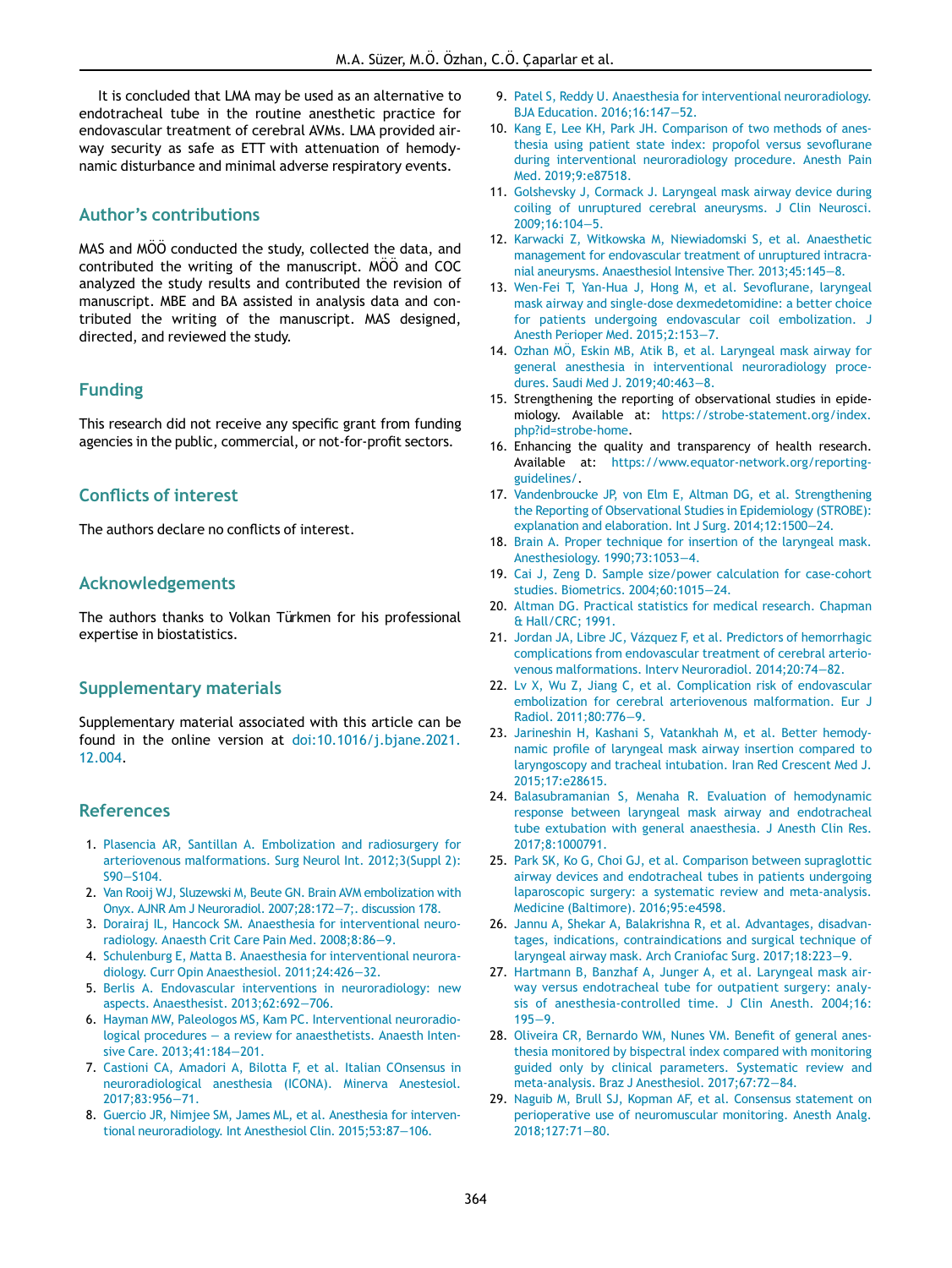It is concluded that LMA may be used as an alternative to endotracheal tube in the routine anesthetic practice for endovascular treatment of cerebral AVMs. LMA provided airway security as safe as ETT with attenuation of hemodynamic disturbance and minimal adverse respiratory events.

## Author's contributions

MAS and MÖÖ conducted the study, collected the data, and contributed the writing of the manuscript. MÖÖ and COC analyzed the study results and contributed the revision of manuscript. MBE and BA assisted in analysis data and contributed the writing of the manuscript. MAS designed, directed, and reviewed the study.

## Funding

This research did not receive any specific grant from funding agencies in the public, commercial, or not-for-profit sectors.

## Conflicts of interest

The authors declare no conflicts of interest.

## Acknowledgements

The authors thanks to Volkan Türkmen for his professional expertise in biostatistics.

## Supplementary materials

Supplementary material associated with this article can be found in the online version at doi:10.1016/j.bjane.2021.12.004.

## References

1. Plasencia AR, Santillan A. Embolization and radiosurgery for arteriovenous malformations. Surg Neurol Int. 2012;3(Suppl 2):S90—S104.
2. Van Rooij WJ, Sluzewski M, Beute GN. Brain AVM embolization with Onyx. AJNR Am J Neuroradiol. 2007;28:172—7;. discussion 178.
3. Dorairaj IL, Hancock SM. Anaesthesia for interventional neuroradiology. Anaesth Crit Care Pain Med. 2008;8:86—9.
4. Schulenburg E, Matta B. Anaesthesia for interventional neuroradiology. Curr Opin Anaesthesiol. 2011;24:426—32.
5. Berlis A. Endovascular interventions in neuroradiology: new aspects. Anaesthesist. 2013;62:692—706.
6. Hayman MW, Paleologos MS, Kam PC. Interventional neuroradiological procedures — a review for anaesthetists. Anaesth Intensive Care. 2013;41:184—201.
7. Castioni CA, Amadori A, Bilotta F, et al. Italian COnsensus in neuroradiological anesthesia (ICONA). Minerva Anestesiol. 2017;83:956—71.
8. Guercio JR, Nimjee SM, James ML, et al. Anesthesia for interventional neuroradiology. Int Anesthesiol Clin. 2015;53:87—106.
9. Patel S, Reddy U. Anaesthesia for interventional neuroradiology. BJA Education. 2016;16:147—52.
10. Kang E, Lee KH, Park JH. Comparison of two methods of anesthesia using patient state index: propofol versus sevoflurane during interventional neuroradiology procedure. Anesth Pain Med. 2019;9:e87518.
11. Golshevsky J, Cormack J. Laryngeal mask airway device during coiling of unruptured cerebral aneurysms. J Clin Neurosci. 2009;16:104—5.
12. Karwacki Z, Witkowska M, Niewiadomski S, et al. Anaesthetic management for endovascular treatment of unruptured intracranial aneurysms. Anaesthesiol Intensive Ther. 2013;45:145—8.
13. Wen-Fei T, Yan-Hua J, Hong M, et al. Sevoflurane, laryngeal mask airway and single-dose dexmedetomidine: a better choice for patients undergoing endovascular coil embolization. J Anesth Perioper Med. 2015;2:153—7.
14. Ozhan MÖ, Eskin MB, Atik B, et al. Laryngeal mask airway for general anesthesia in interventional neuroradiology procedures. Saudi Med J. 2019;40:463—8.
15. Strengthening the reporting of observational studies in epidemiology. Available at: https://strobe-statement.org/index.php?id=strobe-home.
16. Enhancing the quality and transparency of health research. Available at: https://www.equator-network.org/reporting-guidelines/.
17. Vandenbroucke JP, von Elm E, Altman DG, et al. Strengthening the Reporting of Observational Studies in Epidemiology (STROBE): explanation and elaboration. Int J Surg. 2014;12:1500—24.
18. Brain A. Proper technique for insertion of the laryngeal mask. Anesthesiology. 1990;73:1053—4.
19. Cai J, Zeng D. Sample size/power calculation for case-cohort studies. Biometrics. 2004;60:1015—24.
20. Altman DG. Practical statistics for medical research. Chapman & Hall/CRC; 1991.
21. Jordan JA, Libre JC, Vázquez F, et al. Predictors of hemorrhagic complications from endovascular treatment of cerebral arteriovenous malformations. Interv Neuroradiol. 2014;20:74—82.
22. Lv X, Wu Z, Jiang C, et al. Complication risk of endovascular embolization for cerebral arteriovenous malformation. Eur J Radiol. 2011;80:776—9.
23. Jarineshin H, Kashani S, Vatankhah M, et al. Better hemodynamic profile of laryngeal mask airway insertion compared to laryngoscopy and tracheal intubation. Iran Red Crescent Med J. 2015;17:e28615.
24. Balasubramanian S, Menaha R. Evaluation of hemodynamic response between laryngeal mask airway and endotracheal tube extubation with general anaesthesia. J Anesth Clin Res. 2017;8:1000791.
25. Park SK, Ko G, Choi GJ, et al. Comparison between supraglottic airway devices and endotracheal tubes in patients undergoing laparoscopic surgery: a systematic review and meta-analysis. Medicine (Baltimore). 2016;95:e4598.
26. Jannu A, Shekar A, Balakrishna R, et al. Advantages, disadvantages, indications, contraindications and surgical technique of laryngeal airway mask. Arch Craniofac Surg. 2017;18:223—9.
27. Hartmann B, Banzhaf A, Junger A, et al. Laryngeal mask airway versus endotracheal tube for outpatient surgery: analysis of anesthesia-controlled time. J Clin Anesth. 2004;16:195—9.
28. Oliveira CR, Bernardo WM, Nunes VM. Benefit of general anesthesia monitored by bispectral index compared with monitoring guided only by clinical parameters. Systematic review and meta-analysis. Braz J Anesthesiol. 2017;67:72—84.
29. Naguib M, Brull SJ, Kopman AF, et al. Consensus statement on perioperative use of neuromuscular monitoring. Anesth Analg. 2018;127:71—80.